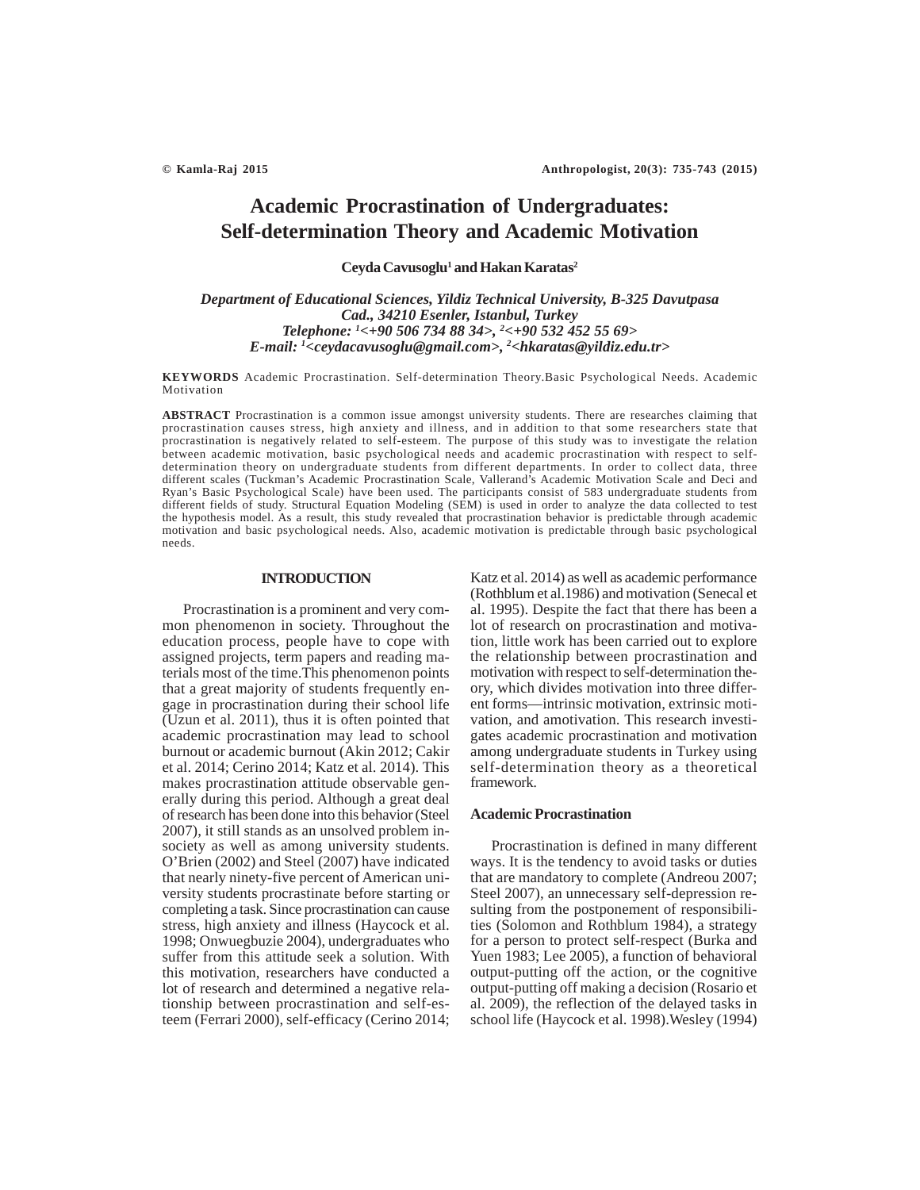# Academic Procrastination of Undergraduates: Self-determination Theory and Academic Motivation

**Ceyda Cavusoglu[1] and Hakan Karatas[2]**

*Department of Educational Sciences, Yildiz Technical University, B-325 Davutpasa Cad., 34210 Esenler, Istanbul, Turkey*
*Telephone: [1]<+90 506 734 88 34>, [2]<+90 532 452 55 69>*
*E-mail: [1]<ceydacavusoglu@gmail.com>, [2]<hkaratas@yildiz.edu.tr>*

**KEYWORDS** Academic Procrastination. Self-determination Theory.Basic Psychological Needs. Academic Motivation

**ABSTRACT** Procrastination is a common issue amongst university students. There are researches claiming that procrastination causes stress, high anxiety and illness, and in addition to that some researchers state that procrastination is negatively related to self-esteem. The purpose of this study was to investigate the relation between academic motivation, basic psychological needs and academic procrastination with respect to self-determination theory on undergraduate students from different departments. In order to collect data, three different scales (Tuckman's Academic Procrastination Scale, Vallerand's Academic Motivation Scale and Deci and Ryan's Basic Psychological Scale) have been used. The participants consist of 583 undergraduate students from different fields of study. Structural Equation Modeling (SEM) is used in order to analyze the data collected to test the hypothesis model. As a result, this study revealed that procrastination behavior is predictable through academic motivation and basic psychological needs. Also, academic motivation is predictable through basic psychological needs.

## INTRODUCTION

Procrastination is a prominent and very common phenomenon in society. Throughout the education process, people have to cope with assigned projects, term papers and reading materials most of the time.This phenomenon points that a great majority of students frequently engage in procrastination during their school life (Uzun et al. 2011), thus it is often pointed that academic procrastination may lead to school burnout or academic burnout (Akin 2012; Cakir et al. 2014; Cerino 2014; Katz et al. 2014). This makes procrastination attitude observable generally during this period. Although a great deal of research has been done into this behavior (Steel 2007), it still stands as an unsolved problem in-society as well as among university students. O'Brien (2002) and Steel (2007) have indicated that nearly ninety-five percent of American university students procrastinate before starting or completing a task. Since procrastination can cause stress, high anxiety and illness (Haycock et al. 1998; Onwuegbuzie 2004), undergraduates who suffer from this attitude seek a solution. With this motivation, researchers have conducted a lot of research and determined a negative relationship between procrastination and self-esteem (Ferrari 2000), self-efficacy (Cerino 2014; Katz et al. 2014) as well as academic performance (Rothblum et al.1986) and motivation (Senecal et al. 1995). Despite the fact that there has been a lot of research on procrastination and motivation, little work has been carried out to explore the relationship between procrastination and motivation with respect to self-determination theory, which divides motivation into three different forms—intrinsic motivation, extrinsic motivation, and amotivation. This research investigates academic procrastination and motivation among undergraduate students in Turkey using self-determination theory as a theoretical framework.

### Academic Procrastination

Procrastination is defined in many different ways. It is the tendency to avoid tasks or duties that are mandatory to complete (Andreou 2007; Steel 2007), an unnecessary self-depression resulting from the postponement of responsibilities (Solomon and Rothblum 1984), a strategy for a person to protect self-respect (Burka and Yuen 1983; Lee 2005), a function of behavioral output-putting off the action, or the cognitive output-putting off making a decision (Rosario et al. 2009), the reflection of the delayed tasks in school life (Haycock et al. 1998).Wesley (1994)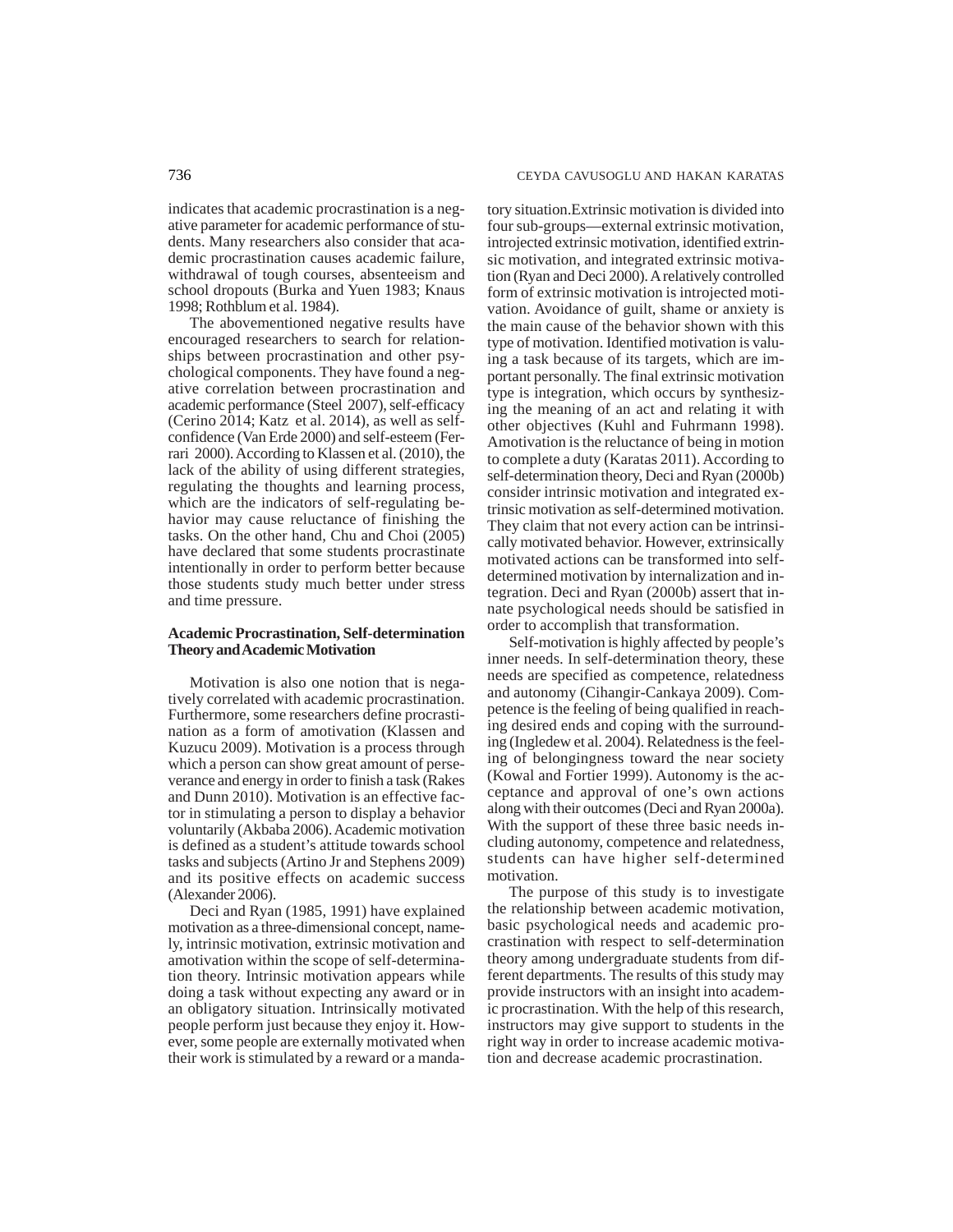indicates that academic procrastination is a negative parameter for academic performance of students. Many researchers also consider that academic procrastination causes academic failure, withdrawal of tough courses, absenteeism and school dropouts (Burka and Yuen 1983; Knaus 1998; Rothblum et al. 1984).

The abovementioned negative results have encouraged researchers to search for relationships between procrastination and other psychological components. They have found a negative correlation between procrastination and academic performance (Steel 2007), self-efficacy (Cerino 2014; Katz et al. 2014), as well as self-confidence (Van Erde 2000) and self-esteem (Ferrari 2000). According to Klassen et al. (2010), the lack of the ability of using different strategies, regulating the thoughts and learning process, which are the indicators of self-regulating behavior may cause reluctance of finishing the tasks. On the other hand, Chu and Choi (2005) have declared that some students procrastinate intentionally in order to perform better because those students study much better under stress and time pressure.

### Academic Procrastination, Self-determination Theory and Academic Motivation

Motivation is also one notion that is negatively correlated with academic procrastination. Furthermore, some researchers define procrastination as a form of amotivation (Klassen and Kuzucu 2009). Motivation is a process through which a person can show great amount of perseverance and energy in order to finish a task (Rakes and Dunn 2010). Motivation is an effective factor in stimulating a person to display a behavior voluntarily (Akbaba 2006). Academic motivation is defined as a student's attitude towards school tasks and subjects (Artino Jr and Stephens 2009) and its positive effects on academic success (Alexander 2006).

Deci and Ryan (1985, 1991) have explained motivation as a three-dimensional concept, namely, intrinsic motivation, extrinsic motivation and amotivation within the scope of self-determination theory. Intrinsic motivation appears while doing a task without expecting any award or in an obligatory situation. Intrinsically motivated people perform just because they enjoy it. However, some people are externally motivated when their work is stimulated by a reward or a mandatory situation.Extrinsic motivation is divided into four sub-groups—external extrinsic motivation, introjected extrinsic motivation, identified extrinsic motivation, and integrated extrinsic motivation (Ryan and Deci 2000). A relatively controlled form of extrinsic motivation is introjected motivation. Avoidance of guilt, shame or anxiety is the main cause of the behavior shown with this type of motivation. Identified motivation is valuing a task because of its targets, which are important personally. The final extrinsic motivation type is integration, which occurs by synthesizing the meaning of an act and relating it with other objectives (Kuhl and Fuhrmann 1998). Amotivation is the reluctance of being in motion to complete a duty (Karatas 2011). According to self-determination theory, Deci and Ryan (2000b) consider intrinsic motivation and integrated extrinsic motivation as self-determined motivation. They claim that not every action can be intrinsically motivated behavior. However, extrinsically motivated actions can be transformed into self-determined motivation by internalization and integration. Deci and Ryan (2000b) assert that innate psychological needs should be satisfied in order to accomplish that transformation.

Self-motivation is highly affected by people's inner needs. In self-determination theory, these needs are specified as competence, relatedness and autonomy (Cihangir-Cankaya 2009). Competence is the feeling of being qualified in reaching desired ends and coping with the surrounding (Ingledew et al. 2004). Relatedness is the feeling of belongingness toward the near society (Kowal and Fortier 1999). Autonomy is the acceptance and approval of one's own actions along with their outcomes (Deci and Ryan 2000a). With the support of these three basic needs including autonomy, competence and relatedness, students can have higher self-determined motivation.

The purpose of this study is to investigate the relationship between academic motivation, basic psychological needs and academic procrastination with respect to self-determination theory among undergraduate students from different departments. The results of this study may provide instructors with an insight into academic procrastination. With the help of this research, instructors may give support to students in the right way in order to increase academic motivation and decrease academic procrastination.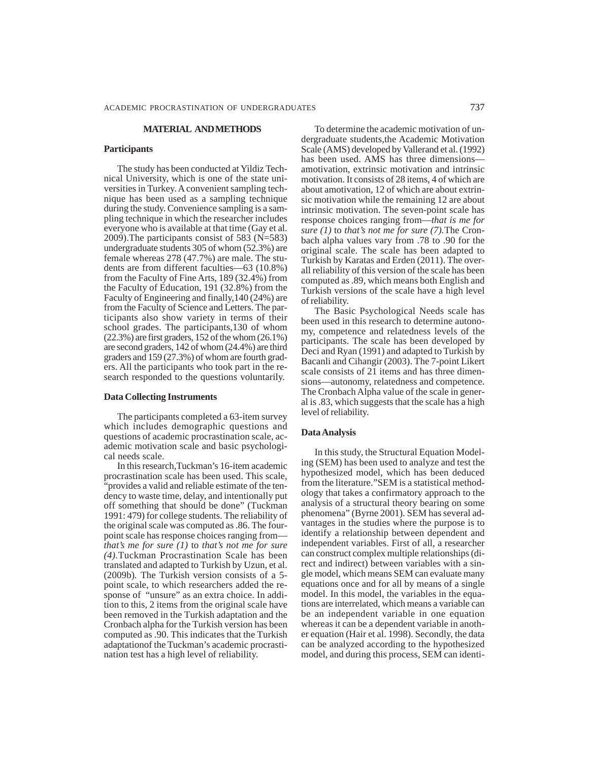## MATERIAL AND METHODS

### Participants

The study has been conducted at Yildiz Technical University, which is one of the state universities in Turkey. A convenient sampling technique has been used as a sampling technique during the study. Convenience sampling is a sampling technique in which the researcher includes everyone who is available at that time (Gay et al. 2009).The participants consist of 583 (N=583) undergraduate students 305 of whom (52.3%) are female whereas 278 (47.7%) are male. The students are from different faculties—63 (10.8%) from the Faculty of Fine Arts, 189 (32.4%) from the Faculty of Education, 191 (32.8%) from the Faculty of Engineering and finally,140 (24%) are from the Faculty of Science and Letters. The participants also show variety in terms of their school grades. The participants,130 of whom (22.3%) are first graders, 152 of the whom (26.1%) are second graders, 142 of whom (24.4%) are third graders and 159 (27.3%) of whom are fourth graders. All the participants who took part in the research responded to the questions voluntarily.

### Data Collecting Instruments

The participants completed a 63-item survey which includes demographic questions and questions of academic procrastination scale, academic motivation scale and basic psychological needs scale.

In this research,Tuckman's 16-item academic procrastination scale has been used. This scale, "provides a valid and reliable estimate of the tendency to waste time, delay, and intentionally put off something that should be done" (Tuckman 1991: 479) for college students. The reliability of the original scale was computed as .86. The four-point scale has response choices ranging from—*that's me for sure (1)* to *that's not me for sure (4).*Tuckman Procrastination Scale has been translated and adapted to Turkish by Uzun, et al. (2009b). The Turkish version consists of a 5-point scale, to which researchers added the response of "unsure" as an extra choice. In addition to this, 2 items from the original scale have been removed in the Turkish adaptation and the Cronbach alpha for the Turkish version has been computed as .90. This indicates that the Turkish adaptationof the Tuckman's academic procrastination test has a high level of reliability.

To determine the academic motivation of undergraduate students,the Academic Motivation Scale (AMS) developed by Vallerand et al. (1992) has been used. AMS has three dimensions—amotivation, extrinsic motivation and intrinsic motivation. It consists of 28 items, 4 of which are about amotivation, 12 of which are about extrinsic motivation while the remaining 12 are about intrinsic motivation. The seven-point scale has response choices ranging from—*that is me for sure (1)* to *that's not me for sure (7).*The Cronbach alpha values vary from .78 to .90 for the original scale. The scale has been adapted to Turkish by Karatas and Erden (2011). The overall reliability of this version of the scale has been computed as .89, which means both English and Turkish versions of the scale have a high level of reliability.

The Basic Psychological Needs scale has been used in this research to determine autonomy, competence and relatedness levels of the participants. The scale has been developed by Deci and Ryan (1991) and adapted to Turkish by Bacanli and Cihangir (2003). The 7-point Likert scale consists of 21 items and has three dimensions—autonomy, relatedness and competence. The Cronbach Alpha value of the scale in general is .83, which suggests that the scale has a high level of reliability.

### Data Analysis

In this study, the Structural Equation Modeling (SEM) has been used to analyze and test the hypothesized model, which has been deduced from the literature."SEM is a statistical methodology that takes a confirmatory approach to the analysis of a structural theory bearing on some phenomena" (Byrne 2001). SEM has several advantages in the studies where the purpose is to identify a relationship between dependent and independent variables. First of all, a researcher can construct complex multiple relationships (direct and indirect) between variables with a single model, which means SEM can evaluate many equations once and for all by means of a single model. In this model, the variables in the equations are interrelated, which means a variable can be an independent variable in one equation whereas it can be a dependent variable in another equation (Hair et al. 1998). Secondly, the data can be analyzed according to the hypothesized model, and during this process, SEM can identi-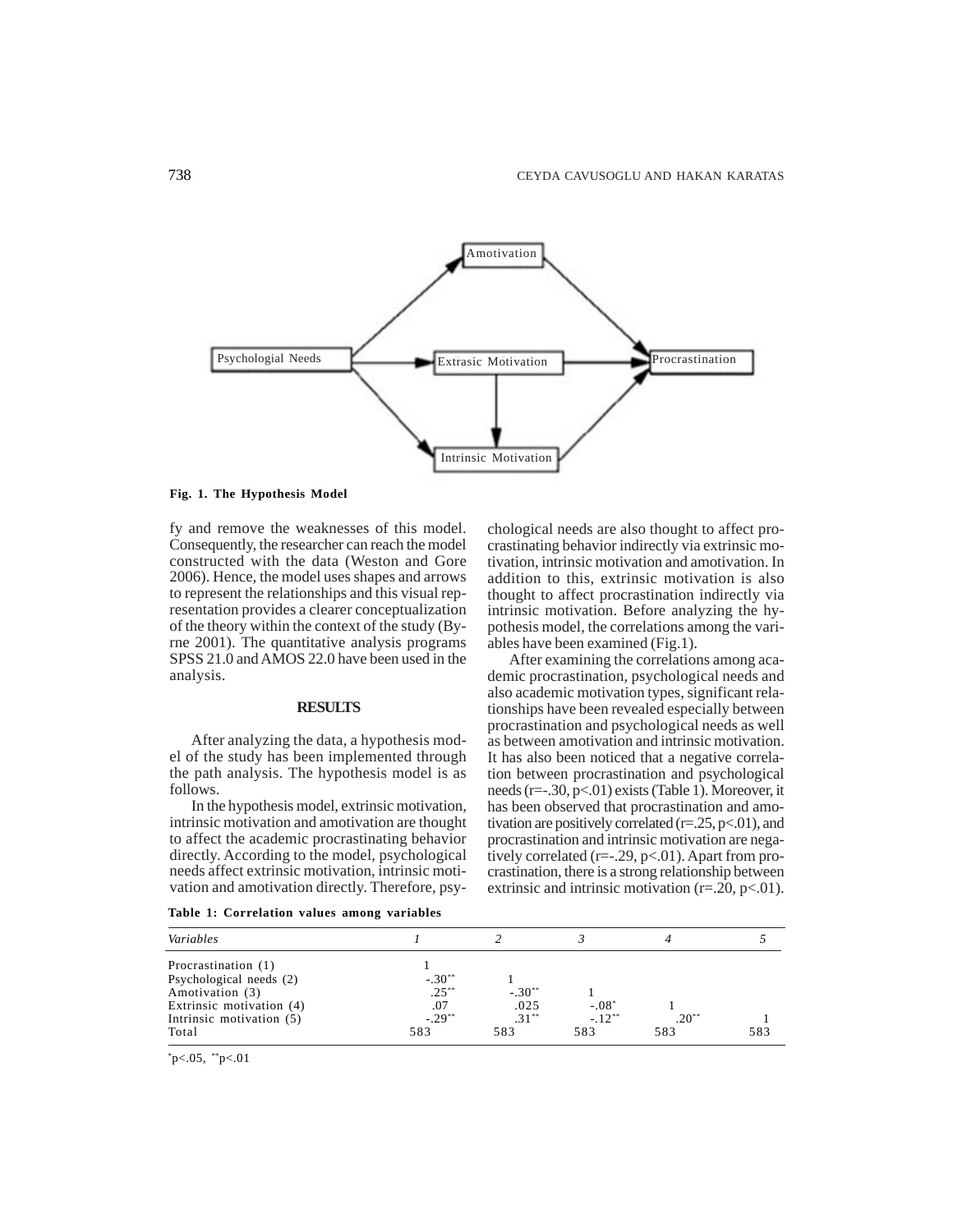Fig. 1. The Hypothesis Model

fy and remove the weaknesses of this model. Consequently, the researcher can reach the model constructed with the data (Weston and Gore 2006). Hence, the model uses shapes and arrows to represent the relationships and this visual representation provides a clearer conceptualization of the theory within the context of the study (Byrne 2001). The quantitative analysis programs SPSS 21.0 and AMOS 22.0 have been used in the analysis.

## RESULTS

After analyzing the data, a hypothesis model of the study has been implemented through the path analysis. The hypothesis model is as follows.

In the hypothesis model, extrinsic motivation, intrinsic motivation and amotivation are thought to affect the academic procrastinating behavior directly. According to the model, psychological needs affect extrinsic motivation, intrinsic motivation and amotivation directly. Therefore, psychological needs are also thought to affect procrastinating behavior indirectly via extrinsic motivation, intrinsic motivation and amotivation. In addition to this, extrinsic motivation is also thought to affect procrastination indirectly via intrinsic motivation. Before analyzing the hypothesis model, the correlations among the variables have been examined (Fig.1).

After examining the correlations among academic procrastination, psychological needs and also academic motivation types, significant relationships have been revealed especially between procrastination and psychological needs as well as between amotivation and intrinsic motivation. It has also been noticed that a negative correlation between procrastination and psychological needs ($r=-.30$, $p<.01$) exists (Table 1). Moreover, it has been observed that procrastination and amotivation are positively correlated ($r=.25$, $p<.01$), and procrastination and intrinsic motivation are negatively correlated ($r=-.29$, $p<.01$). Apart from procrastination, there is a strong relationship between extrinsic and intrinsic motivation ($r=.20$, $p<.01$).

**Table 1: Correlation values among variables**

| *Variables* | *1* | *2* | *3* | *4* | *5* |
|---|---|---|---|---|---|
| Procrastination (1) | 1 | | | | |
| Psychological needs (2) | $-.30^{**}$ | 1 | | | |
| Amotivation (3) | $.25^{**}$ | $-.30^{**}$ | 1 | | |
| Extrinsic motivation (4) | .07 | .025 | $-.08^{*}$ | 1 | |
| Intrinsic motivation (5) | $-.29^{**}$ | $.31^{**}$ | $-.12^{**}$ | $.20^{**}$ | 1 |
| Total | 583 | 583 | 583 | 583 | 583 |

$^{*}p<.05$, $^{**}p<.01$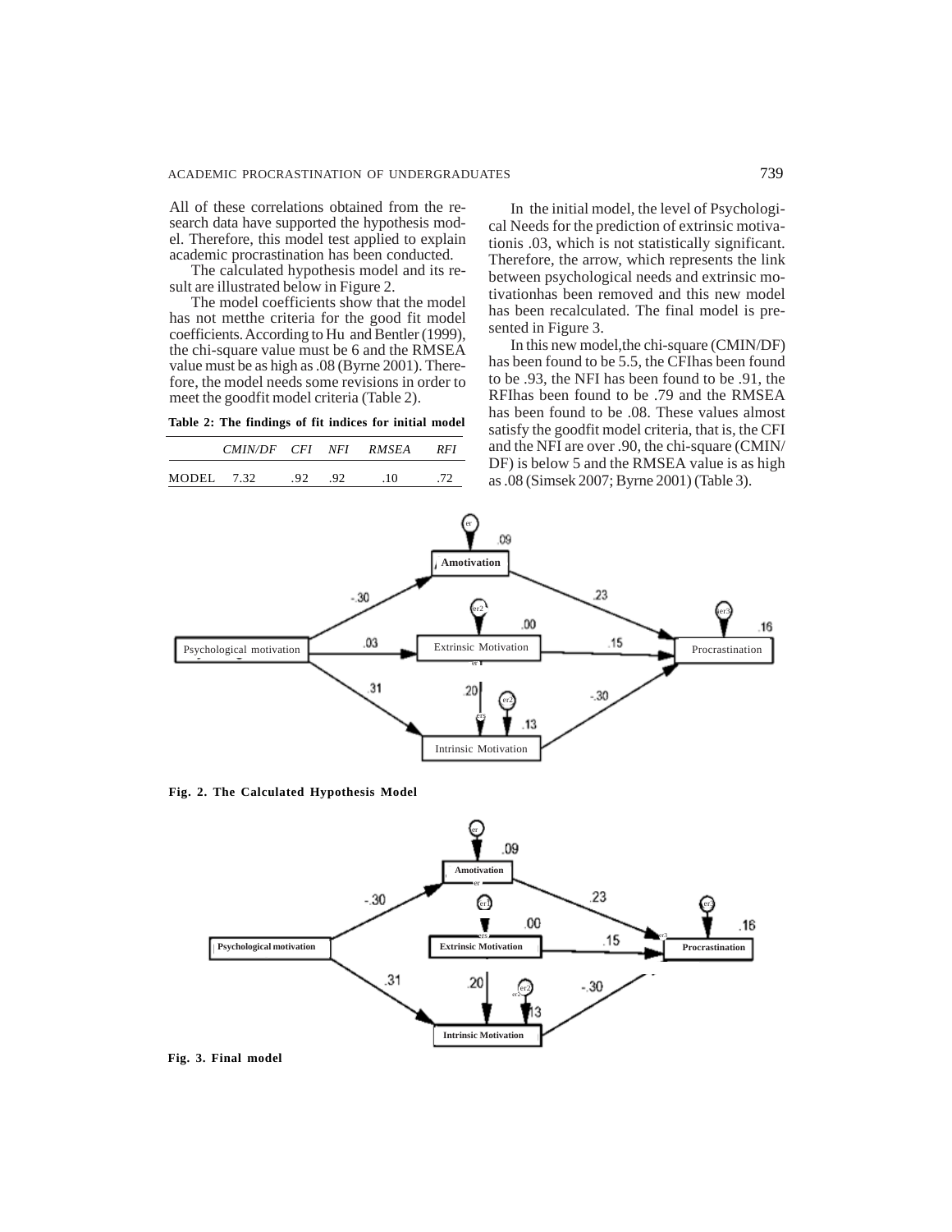All of these correlations obtained from the research data have supported the hypothesis model. Therefore, this model test applied to explain academic procrastination has been conducted.

The calculated hypothesis model and its result are illustrated below in Figure 2.

The model coefficients show that the model has not metthe criteria for the good fit model coefficients. According to Hu and Bentler (1999), the chi-square value must be 6 and the RMSEA value must be as high as .08 (Byrne 2001). Therefore, the model needs some revisions in order to meet the goodfit model criteria (Table 2).

**Table 2: The findings of fit indices for initial model**

| | *CMIN/DF* | *CFI* | *NFI* | *RMSEA* | *RFI* |
|---|---|---|---|---|---|
| MODEL | 7.32 | .92 | .92 | .10 | .72 |

In the initial model, the level of Psychological Needs for the prediction of extrinsic motivationis .03, which is not statistically significant. Therefore, the arrow, which represents the link between psychological needs and extrinsic motivationhas been removed and this new model has been recalculated. The final model is presented in Figure 3.

In this new model,the chi-square (CMIN/DF) has been found to be 5.5, the CFIhas been found to be .93, the NFI has been found to be .91, the RFIhas been found to be .79 and the RMSEA has been found to be .08. These values almost satisfy the goodfit model criteria, that is, the CFI and the NFI are over .90, the chi-square (CMIN/DF) is below 5 and the RMSEA value is as high as .08 (Simsek 2007; Byrne 2001) (Table 3).

**Fig. 2. The Calculated Hypothesis Model**

**Fig. 3. Final model**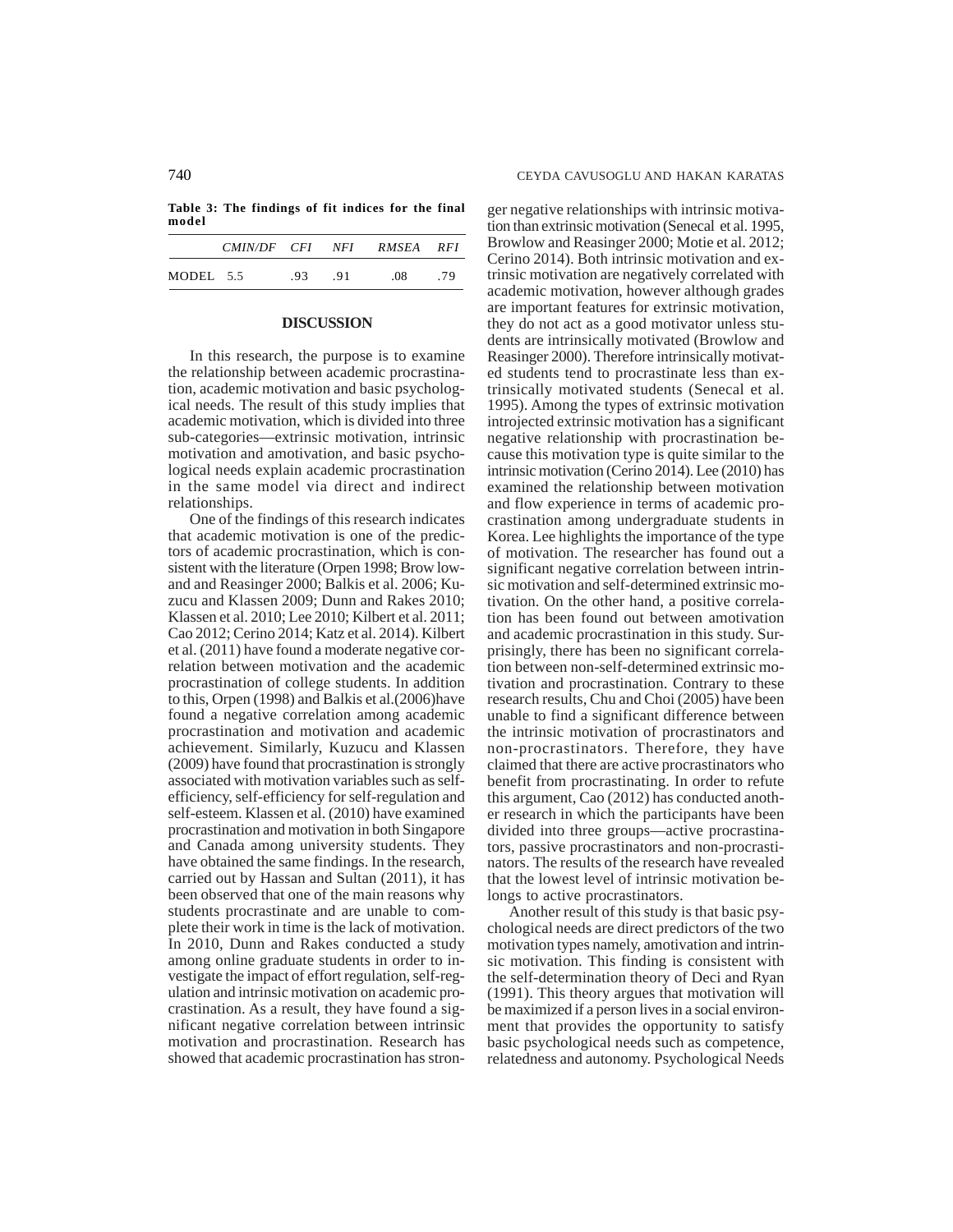**Table 3: The findings of fit indices for the final model**

| | CMIN/DF | CFI | NFI | RMSEA | RFI |
|---|---|---|---|---|---|
| MODEL | 5.5 | .93 | .91 | .08 | .79 |

## DISCUSSION

In this research, the purpose is to examine the relationship between academic procrastination, academic motivation and basic psychological needs. The result of this study implies that academic motivation, which is divided into three sub-categories—extrinsic motivation, intrinsic motivation and amotivation, and basic psychological needs explain academic procrastination in the same model via direct and indirect relationships.

One of the findings of this research indicates that academic motivation is one of the predictors of academic procrastination, which is consistent with the literature (Orpen 1998; Browlow and and Reasinger 2000; Balkis et al. 2006; Kuzucu and Klassen 2009; Dunn and Rakes 2010; Klassen et al. 2010; Lee 2010; Kilbert et al. 2011; Cao 2012; Cerino 2014; Katz et al. 2014). Kilbert et al. (2011) have found a moderate negative correlation between motivation and the academic procrastination of college students. In addition to this, Orpen (1998) and Balkis et al.(2006)have found a negative correlation among academic procrastination and motivation and academic achievement. Similarly, Kuzucu and Klassen (2009) have found that procrastination is strongly associated with motivation variables such as self-efficiency, self-efficiency for self-regulation and self-esteem. Klassen et al. (2010) have examined procrastination and motivation in both Singapore and Canada among university students. They have obtained the same findings. In the research, carried out by Hassan and Sultan (2011), it has been observed that one of the main reasons why students procrastinate and are unable to complete their work in time is the lack of motivation. In 2010, Dunn and Rakes conducted a study among online graduate students in order to investigate the impact of effort regulation, self-regulation and intrinsic motivation on academic procrastination. As a result, they have found a significant negative correlation between intrinsic motivation and procrastination. Research has showed that academic procrastination has stronger negative relationships with intrinsic motivation than extrinsic motivation (Senecal et al. 1995, Browlow and Reasinger 2000; Motie et al. 2012; Cerino 2014). Both intrinsic motivation and extrinsic motivation are negatively correlated with academic motivation, however although grades are important features for extrinsic motivation, they do not act as a good motivator unless students are intrinsically motivated (Browlow and Reasinger 2000). Therefore intrinsically motivated students tend to procrastinate less than extrinsically motivated students (Senecal et al. 1995). Among the types of extrinsic motivation introjected extrinsic motivation has a significant negative relationship with procrastination because this motivation type is quite similar to the intrinsic motivation (Cerino 2014). Lee (2010) has examined the relationship between motivation and flow experience in terms of academic procrastination among undergraduate students in Korea. Lee highlights the importance of the type of motivation. The researcher has found out a significant negative correlation between intrinsic motivation and self-determined extrinsic motivation. On the other hand, a positive correlation has been found out between amotivation and academic procrastination in this study. Surprisingly, there has been no significant correlation between non-self-determined extrinsic motivation and procrastination. Contrary to these research results, Chu and Choi (2005) have been unable to find a significant difference between the intrinsic motivation of procrastinators and non-procrastinators. Therefore, they have claimed that there are active procrastinators who benefit from procrastinating. In order to refute this argument, Cao (2012) has conducted another research in which the participants have been divided into three groups—active procrastinators, passive procrastinators and non-procrastinators. The results of the research have revealed that the lowest level of intrinsic motivation belongs to active procrastinators.

Another result of this study is that basic psychological needs are direct predictors of the two motivation types namely, amotivation and intrinsic motivation. This finding is consistent with the self-determination theory of Deci and Ryan (1991). This theory argues that motivation will be maximized if a person lives in a social environment that provides the opportunity to satisfy basic psychological needs such as competence, relatedness and autonomy. Psychological Needs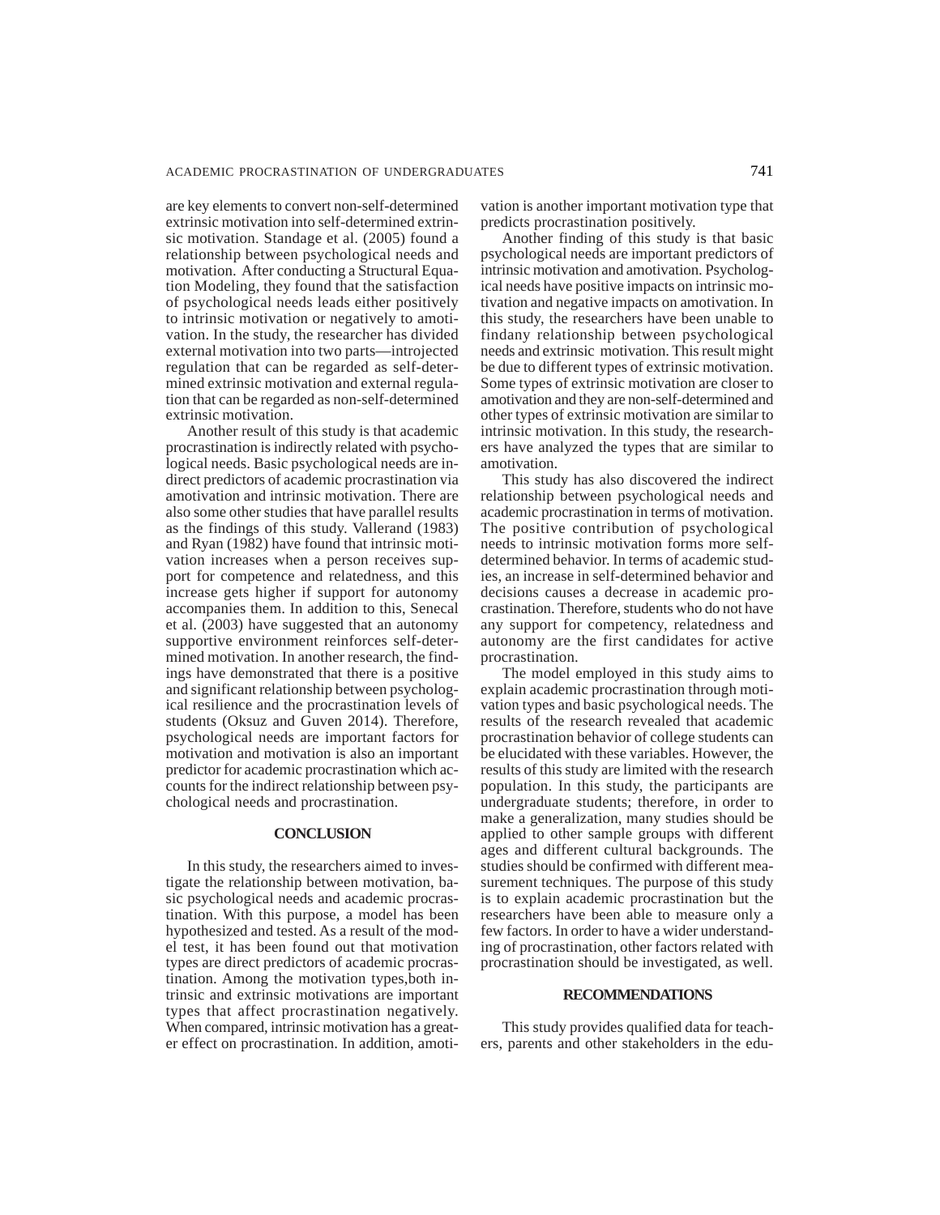are key elements to convert non-self-determined extrinsic motivation into self-determined extrinsic motivation. Standage et al. (2005) found a relationship between psychological needs and motivation. After conducting a Structural Equation Modeling, they found that the satisfaction of psychological needs leads either positively to intrinsic motivation or negatively to amotivation. In the study, the researcher has divided external motivation into two parts—introjected regulation that can be regarded as self-determined extrinsic motivation and external regulation that can be regarded as non-self-determined extrinsic motivation.

Another result of this study is that academic procrastination is indirectly related with psychological needs. Basic psychological needs are indirect predictors of academic procrastination via amotivation and intrinsic motivation. There are also some other studies that have parallel results as the findings of this study. Vallerand (1983) and Ryan (1982) have found that intrinsic motivation increases when a person receives support for competence and relatedness, and this increase gets higher if support for autonomy accompanies them. In addition to this, Senecal et al. (2003) have suggested that an autonomy supportive environment reinforces self-determined motivation. In another research, the findings have demonstrated that there is a positive and significant relationship between psychological resilience and the procrastination levels of students (Oksuz and Guven 2014). Therefore, psychological needs are important factors for motivation and motivation is also an important predictor for academic procrastination which accounts for the indirect relationship between psychological needs and procrastination.

## CONCLUSION

In this study, the researchers aimed to investigate the relationship between motivation, basic psychological needs and academic procrastination. With this purpose, a model has been hypothesized and tested. As a result of the model test, it has been found out that motivation types are direct predictors of academic procrastination. Among the motivation types,both intrinsic and extrinsic motivations are important types that affect procrastination negatively. When compared, intrinsic motivation has a greater effect on procrastination. In addition, amotivation is another important motivation type that predicts procrastination positively.

Another finding of this study is that basic psychological needs are important predictors of intrinsic motivation and amotivation. Psychological needs have positive impacts on intrinsic motivation and negative impacts on amotivation. In this study, the researchers have been unable to findany relationship between psychological needs and extrinsic motivation. This result might be due to different types of extrinsic motivation. Some types of extrinsic motivation are closer to amotivation and they are non-self-determined and other types of extrinsic motivation are similar to intrinsic motivation. In this study, the researchers have analyzed the types that are similar to amotivation.

This study has also discovered the indirect relationship between psychological needs and academic procrastination in terms of motivation. The positive contribution of psychological needs to intrinsic motivation forms more self-determined behavior. In terms of academic studies, an increase in self-determined behavior and decisions causes a decrease in academic procrastination. Therefore, students who do not have any support for competency, relatedness and autonomy are the first candidates for active procrastination.

The model employed in this study aims to explain academic procrastination through motivation types and basic psychological needs. The results of the research revealed that academic procrastination behavior of college students can be elucidated with these variables. However, the results of this study are limited with the research population. In this study, the participants are undergraduate students; therefore, in order to make a generalization, many studies should be applied to other sample groups with different ages and different cultural backgrounds. The studies should be confirmed with different measurement techniques. The purpose of this study is to explain academic procrastination but the researchers have been able to measure only a few factors. In order to have a wider understanding of procrastination, other factors related with procrastination should be investigated, as well.

## RECOMMENDATIONS

This study provides qualified data for teachers, parents and other stakeholders in the edu-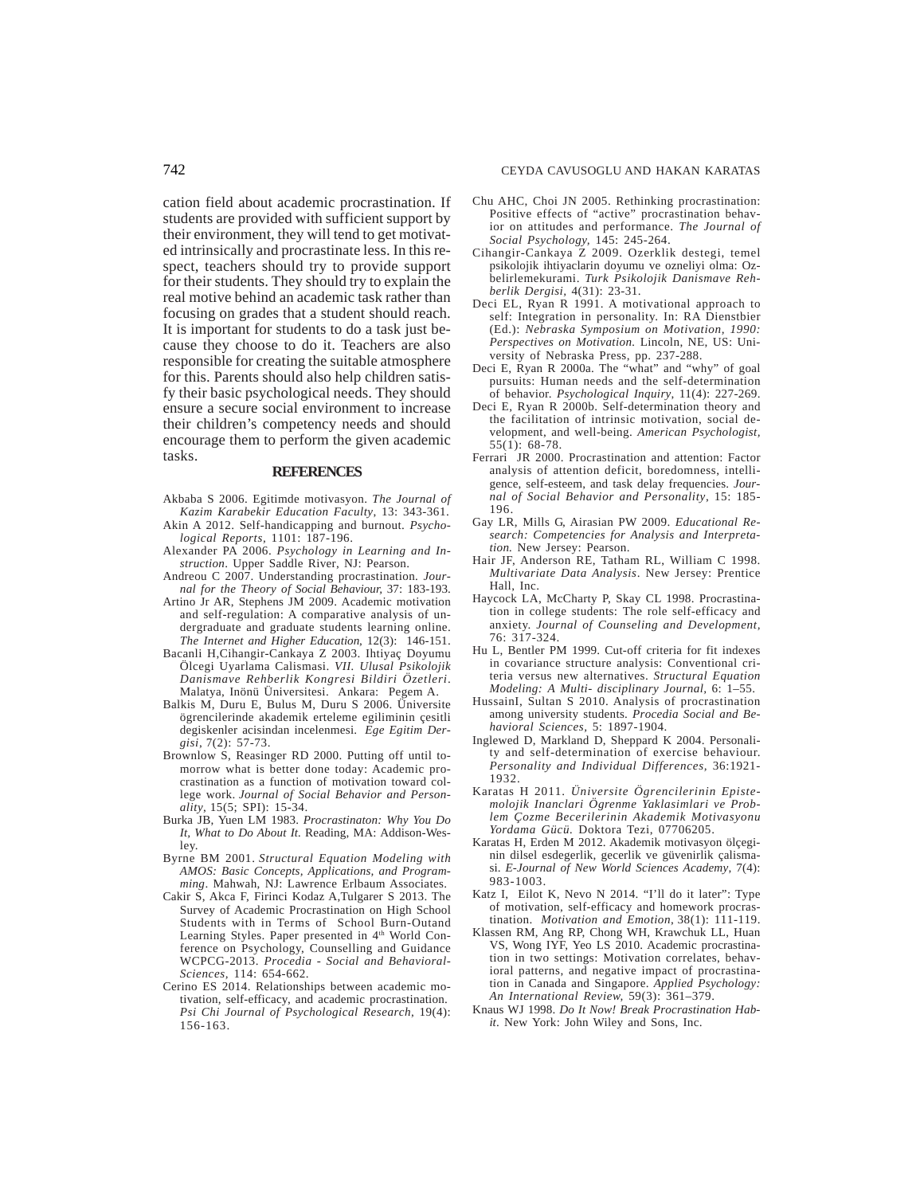cation field about academic procrastination. If students are provided with sufficient support by their environment, they will tend to get motivated intrinsically and procrastinate less. In this respect, teachers should try to provide support for their students. They should try to explain the real motive behind an academic task rather than focusing on grades that a student should reach. It is important for students to do a task just because they choose to do it. Teachers are also responsible for creating the suitable atmosphere for this. Parents should also help children satisfy their basic psychological needs. They should ensure a secure social environment to increase their children's competency needs and should encourage them to perform the given academic tasks.

## REFERENCES

Akbaba S 2006. Egitimde motivasyon. *The Journal of Kazim Karabekir Education Faculty*, 13: 343-361.

Akin A 2012. Self-handicapping and burnout. *Psychological Reports*, 1101: 187-196.

Alexander PA 2006. *Psychology in Learning and Instruction*. Upper Saddle River, NJ: Pearson.

Andreou C 2007. Understanding procrastination. *Journal for the Theory of Social Behaviour*, 37: 183-193.

Artino Jr AR, Stephens JM 2009. Academic motivation and self-regulation: A comparative analysis of undergraduate and graduate students learning online. *The Internet and Higher Education*, 12(3): 146-151.

Bacanli H,Cihangir-Cankaya Z 2003. Ihtiyaç Doyumu Ölcegi Uyarlama Calismasi. *VII. Ulusal Psikolojik Danismave Rehberlik Kongresi Bildiri Özetleri*. Malatya, Inönü Üniversitesi. Ankara: Pegem A.

Balkis M, Duru E, Bulus M, Duru S 2006. Üniversite ögrencilerinde akademik erteleme egiliminin çesitli degiskenler acisindan incelenmesi. *Ege Egitim Dergisi*, 7(2): 57-73.

Brownlow S, Reasinger RD 2000. Putting off until tomorrow what is better done today: Academic procrastination as a function of motivation toward college work. *Journal of Social Behavior and Personality*, 15(5; SPI): 15-34.

Burka JB, Yuen LM 1983. *Procrastinaton: Why You Do It, What to Do About It*. Reading, MA: Addison-Wesley.

Byrne BM 2001. *Structural Equation Modeling with AMOS: Basic Concepts, Applications, and Programming*. Mahwah, NJ: Lawrence Erlbaum Associates.

Cakir S, Akca F, Firinci Kodaz A,Tulgarer S 2013. The Survey of Academic Procrastination on High School Students with in Terms of School Burn-Outand Learning Styles. Paper presented in 4th World Conference on Psychology, Counselling and Guidance WCPCG-2013. *Procedia - Social and Behavioral-Sciences*, 114: 654-662.

Cerino ES 2014. Relationships between academic motivation, self-efficacy, and academic procrastination. *Psi Chi Journal of Psychological Research*, 19(4): 156-163.

Chu AHC, Choi JN 2005. Rethinking procrastination: Positive effects of "active" procrastination behavior on attitudes and performance. *The Journal of Social Psychology*, 145: 245-264.

Cihangir-Cankaya Z 2009. Ozerklik destegi, temel psikolojik ihtiyaclarin doyumu ve ozneliyi olma: Ozbelirlemekurami. *Turk Psikolojik Danismave Rehberlik Dergisi*, 4(31): 23-31.

Deci EL, Ryan R 1991. A motivational approach to self: Integration in personality. In: RA Dienstbier (Ed.): *Nebraska Symposium on Motivation, 1990: Perspectives on Motivation.* Lincoln, NE, US: University of Nebraska Press, pp. 237-288.

Deci E, Ryan R 2000a. The "what" and "why" of goal pursuits: Human needs and the self-determination of behavior. *Psychological Inquiry*, 11(4): 227-269.

Deci E, Ryan R 2000b. Self-determination theory and the facilitation of intrinsic motivation, social development, and well-being. *American Psychologist*, 55(1): 68-78.

Ferrari JR 2000. Procrastination and attention: Factor analysis of attention deficit, boredomness, intelligence, self-esteem, and task delay frequencies. *Journal of Social Behavior and Personality*, 15: 185-196.

Gay LR, Mills G, Airasian PW 2009. *Educational Research: Competencies for Analysis and Interpretation.* New Jersey: Pearson.

Hair JF, Anderson RE, Tatham RL, William C 1998. *Multivariate Data Analysis*. New Jersey: Prentice Hall, Inc.

Haycock LA, McCharty P, Skay CL 1998. Procrastination in college students: The role self-efficacy and anxiety. *Journal of Counseling and Development*, 76: 317-324.

Hu L, Bentler PM 1999. Cut-off criteria for fit indexes in covariance structure analysis: Conventional criteria versus new alternatives. *Structural Equation Modeling: A Multi- disciplinary Journal*, 6: 1–55.

HussainI, Sultan S 2010. Analysis of procrastination among university students. *Procedia Social and Behavioral Sciences*, 5: 1897-1904.

Inglewed D, Markland D, Sheppard K 2004. Personality and self-determination of exercise behaviour. *Personality and Individual Differences*, 36:1921-1932.

Karatas H 2011. *Üniversite Ögrencilerinin Epistemolojik Inanclari Ögrenme Yaklasimlari ve Problem Çozme Becerilerinin Akademik Motivasyonu Yordama Gücü.* Doktora Tezi, 07706205.

Karatas H, Erden M 2012. Akademik motivasyon ölçeginin dilsel esdegerlik, gecerlik ve güvenirlik çalismasi. *E-Journal of New World Sciences Academy*, 7(4): 983-1003.

Katz I, Eilot K, Nevo N 2014. "I'll do it later": Type of motivation, self-efficacy and homework procrastination. *Motivation and Emotion*, 38(1): 111-119.

Klassen RM, Ang RP, Chong WH, Krawchuk LL, Huan VS, Wong IYF, Yeo LS 2010. Academic procrastination in two settings: Motivation correlates, behavioral patterns, and negative impact of procrastination in Canada and Singapore. *Applied Psychology: An International Review*, 59(3): 361–379.

Knaus WJ 1998. *Do It Now! Break Procrastination Habit*. New York: John Wiley and Sons, Inc.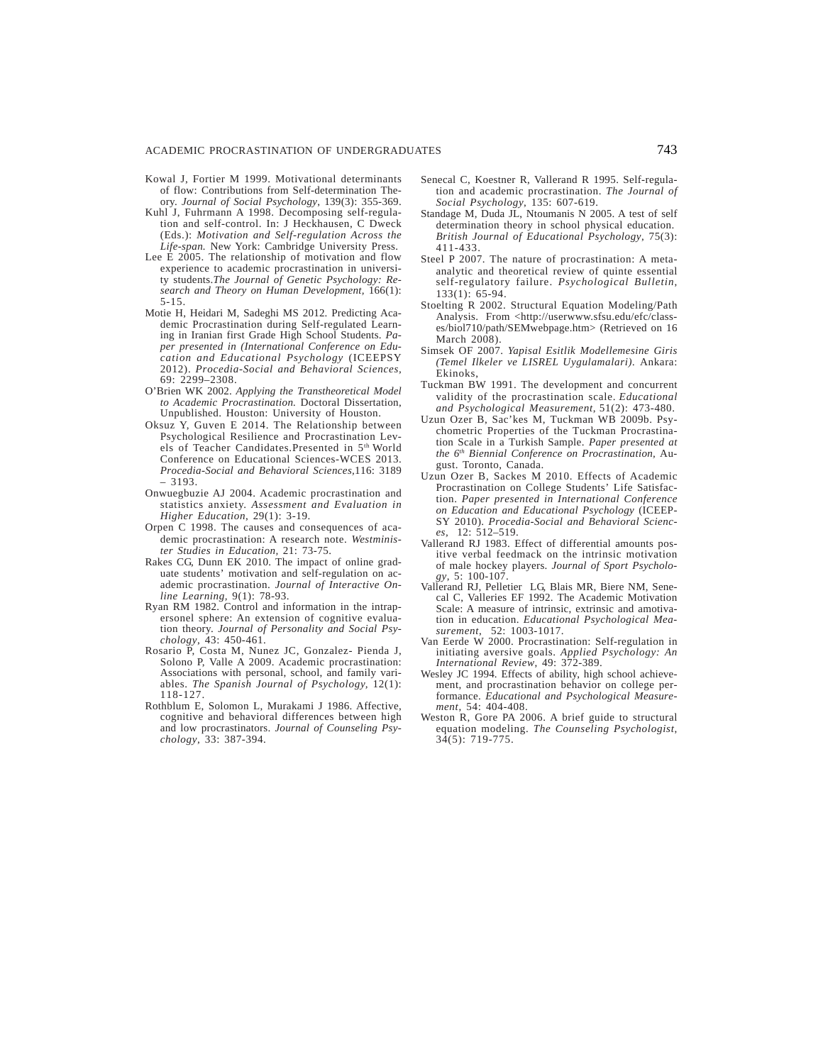Kowal J, Fortier M 1999. Motivational determinants of flow: Contributions from Self-determination Theory. *Journal of Social Psychology*, 139(3): 355-369.

Kuhl J, Fuhrmann A 1998. Decomposing self-regulation and self-control. In: J Heckhausen, C Dweck (Eds.): *Motivation and Self-regulation Across the Life-span.* New York: Cambridge University Press.

Lee E 2005. The relationship of motivation and flow experience to academic procrastination in university students.*The Journal of Genetic Psychology: Research and Theory on Human Development,* 166(1): 5-15.

Motie H, Heidari M, Sadeghi MS 2012. Predicting Academic Procrastination during Self-regulated Learning in Iranian first Grade High School Students. *Paper presented in (International Conference on Education and Educational Psychology* (ICEEPSY 2012). *Procedia-Social and Behavioral Sciences,* 69: 2299–2308.

O'Brien WK 2002. *Applying the Transtheoretical Model to Academic Procrastination.* Doctoral Dissertation, Unpublished. Houston: University of Houston.

Oksuz Y, Guven E 2014. The Relationship between Psychological Resilience and Procrastination Levels of Teacher Candidates.Presented in 5th World Conference on Educational Sciences-WCES 2013. *Procedia-Social and Behavioral Sciences,*116: 3189 – 3193.

Onwuegbuzie AJ 2004. Academic procrastination and statistics anxiety. *Assessment and Evaluation in Higher Education*, 29(1): 3-19.

Orpen C 1998. The causes and consequences of academic procrastination: A research note. *Westminister Studies in Education,* 21: 73-75.

Rakes CG, Dunn EK 2010. The impact of online graduate students' motivation and self-regulation on academic procrastination. *Journal of Interactive Online Learning,* 9(1): 78-93.

Ryan RM 1982. Control and information in the intrapersonel sphere: An extension of cognitive evaluation theory. *Journal of Personality and Social Psychology*, 43: 450-461.

Rosario P, Costa M, Nunez JC, Gonzalez- Pienda J, Solono P, Valle A 2009. Academic procrastination: Associations with personal, school, and family variables. *The Spanish Journal of Psychology*, 12(1): 118-127.

Rothblum E, Solomon L, Murakami J 1986. Affective, cognitive and behavioral differences between high and low procrastinators. *Journal of Counseling Psychology*, 33: 387-394.

Senecal C, Koestner R, Vallerand R 1995. Self-regulation and academic procrastination. *The Journal of Social Psychology*, 135: 607-619.

Standage M, Duda JL, Ntoumanis N 2005. A test of self determination theory in school physical education. *British Journal of Educational Psychology*, 75(3): 411-433.

Steel P 2007. The nature of procrastination: A meta-analytic and theoretical review of quinte essential self-regulatory failure. *Psychological Bulletin*, 133(1): 65-94.

Stoelting R 2002. Structural Equation Modeling/Path Analysis. From <http://userwww.sfsu.edu/efc/classes/biol710/path/SEMwebpage.htm> (Retrieved on 16 March 2008).

Simsek OF 2007. *Yapisal Esitlik Modellemesine Giris (Temel Ilkeler ve LISREL Uygulamalari)*. Ankara: Ekinoks,

Tuckman BW 1991. The development and concurrent validity of the procrastination scale. *Educational and Psychological Measurement,* 51(2): 473-480.

Uzun Ozer B, Sac'kes M, Tuckman WB 2009b. Psychometric Properties of the Tuckman Procrastination Scale in a Turkish Sample. *Paper presented at the 6th Biennial Conference on Procrastination,* August. Toronto, Canada.

Uzun Ozer B, Sackes M 2010. Effects of Academic Procrastination on College Students' Life Satisfaction. *Paper presented in International Conference on Education and Educational Psychology* (ICEEPSY 2010). *Procedia-Social and Behavioral Sciences*, 12: 512–519.

Vallerand RJ 1983. Effect of differential amounts positive verbal feedmack on the intrinsic motivation of male hockey players. *Journal of Sport Psychology,* 5: 100-107.

Vallerand RJ, Pelletier LG, Blais MR, Biere NM, Senecal C, Valleries EF 1992. The Academic Motivation Scale: A measure of intrinsic, extrinsic and amotivation in education. *Educational Psychological Measurement*, 52: 1003-1017.

Van Eerde W 2000. Procrastination: Self-regulation in initiating aversive goals. *Applied Psychology: An International Review*, 49: 372-389.

Wesley JC 1994. Effects of ability, high school achievement, and procrastination behavior on college performance. *Educational and Psychological Measurement*, 54: 404-408.

Weston R, Gore PA 2006. A brief guide to structural equation modeling. *The Counseling Psychologist*, 34(5): 719-775.